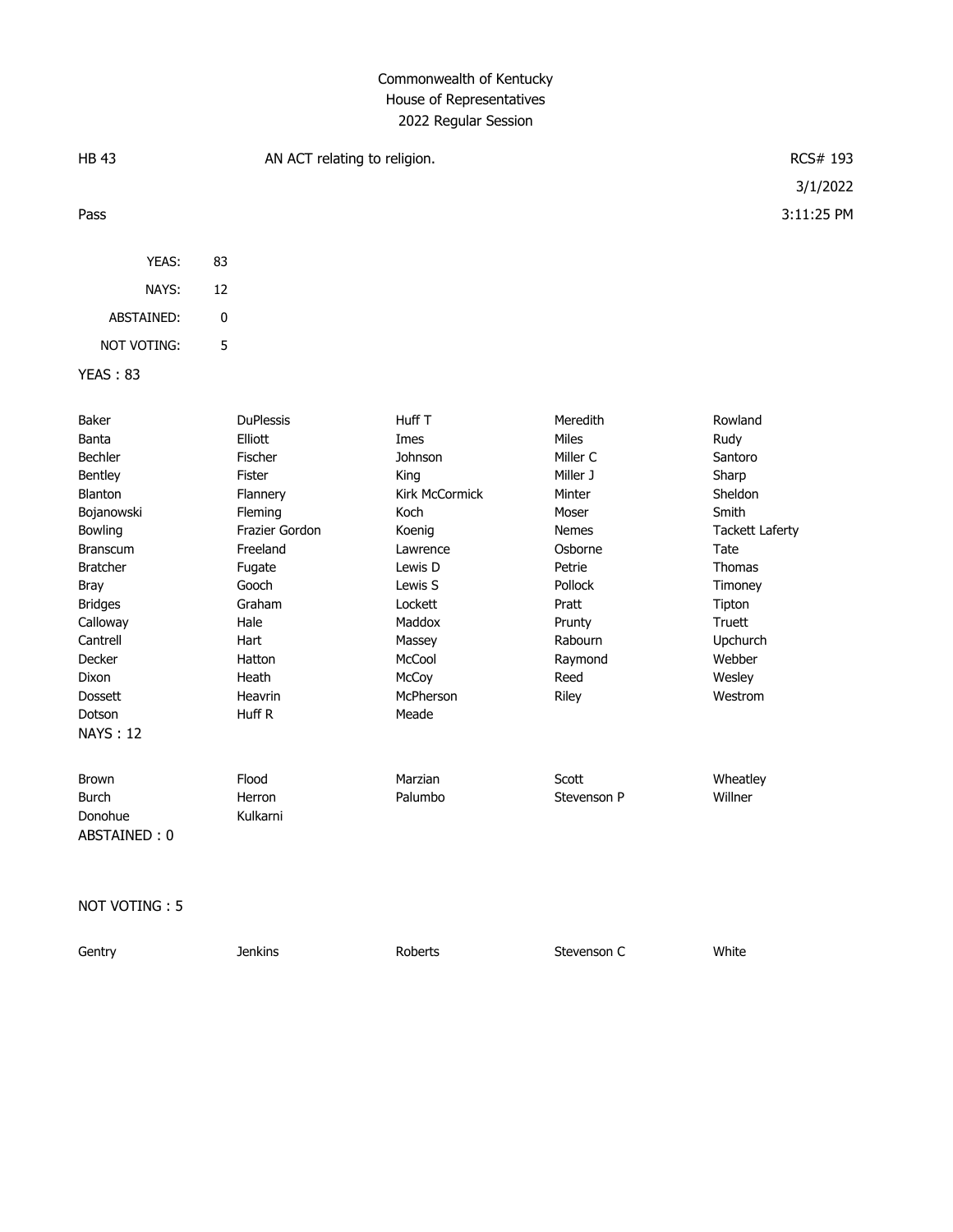# Commonwealth of Kentucky
## House of Representatives
## 2022 Regular Session

HB 43 | AN ACT relating to religion. | RCS# 193

3/1/2022

Pass | 3:11:25 PM

| | |
|---|---|
| YEAS: | 83 |
| NAYS: | 12 |
| ABSTAINED: | 0 |
| NOT VOTING: | 5 |

**YEAS : 83**

| | | | | |
|---|---|---|---|---|
| Baker | DuPlessis | Huff T | Meredith | Rowland |
| Banta | Elliott | Imes | Miles | Rudy |
| Bechler | Fischer | Johnson | Miller C | Santoro |
| Bentley | Fister | King | Miller J | Sharp |
| Blanton | Flannery | Kirk McCormick | Minter | Sheldon |
| Bojanowski | Fleming | Koch | Moser | Smith |
| Bowling | Frazier Gordon | Koenig | Nemes | Tackett Laferty |
| Branscum | Freeland | Lawrence | Osborne | Tate |
| Bratcher | Fugate | Lewis D | Petrie | Thomas |
| Bray | Gooch | Lewis S | Pollock | Timoney |
| Bridges | Graham | Lockett | Pratt | Tipton |
| Calloway | Hale | Maddox | Prunty | Truett |
| Cantrell | Hart | Massey | Rabourn | Upchurch |
| Decker | Hatton | McCool | Raymond | Webber |
| Dixon | Heath | McCoy | Reed | Wesley |
| Dossett | Heavrin | McPherson | Riley | Westrom |
| Dotson | Huff R | Meade | | |

**NAYS : 12**

| | | | | |
|---|---|---|---|---|
| Brown | Flood | Marzian | Scott | Wheatley |
| Burch | Herron | Palumbo | Stevenson P | Willner |
| Donohue | Kulkarni | | | |

**ABSTAINED : 0**

**NOT VOTING : 5**

| | | | | |
|---|---|---|---|---|
| Gentry | Jenkins | Roberts | Stevenson C | White |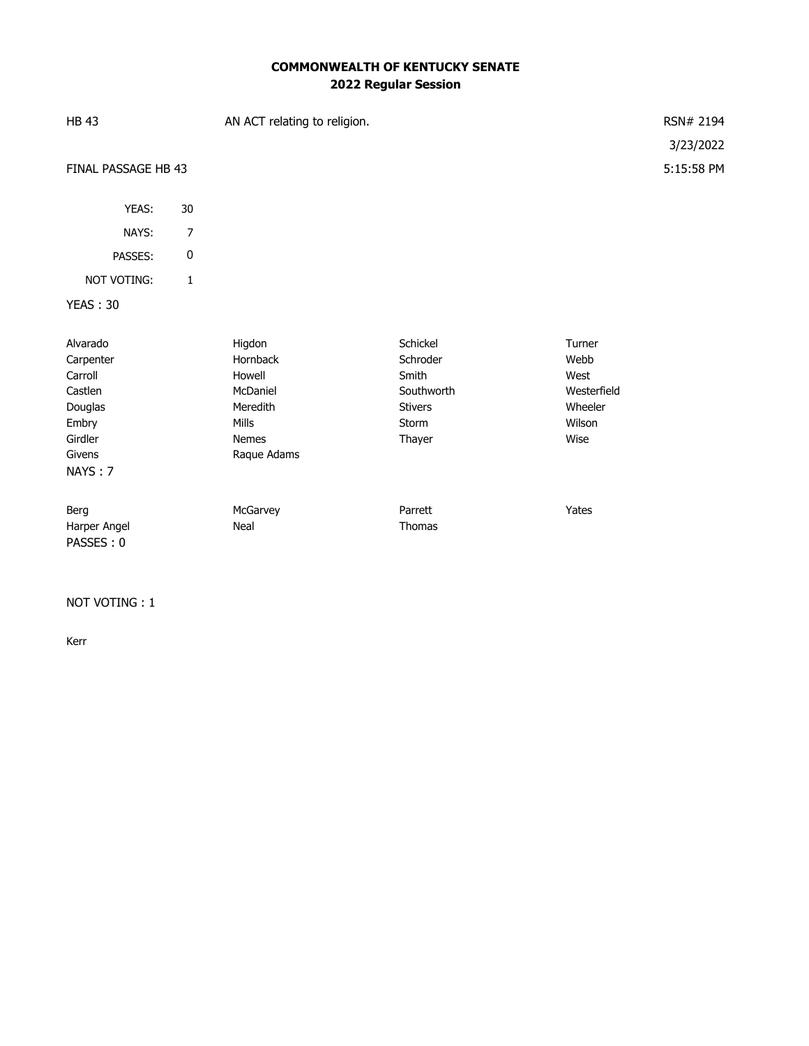**COMMONWEALTH OF KENTUCKY SENATE**
**2022 Regular Session**

HB 43 AN ACT relating to religion. RSN# 2194

3/23/2022

FINAL PASSAGE HB 43 5:15:58 PM

| | |
|---|---|
| YEAS: | 30 |
| NAYS: | 7 |
| PASSES: | 0 |
| NOT VOTING: | 1 |

YEAS : 30

| | | | |
|---|---|---|---|
| Alvarado | Higdon | Schickel | Turner |
| Carpenter | Hornback | Schroder | Webb |
| Carroll | Howell | Smith | West |
| Castlen | McDaniel | Southworth | Westerfield |
| Douglas | Meredith | Stivers | Wheeler |
| Embry | Mills | Storm | Wilson |
| Girdler | Nemes | Thayer | Wise |
| Givens | Raque Adams | | |

NAYS : 7

| | | | |
|---|---|---|---|
| Berg | McGarvey | Parrett | Yates |
| Harper Angel | Neal | Thomas | |

PASSES : 0

NOT VOTING : 1

Kerr